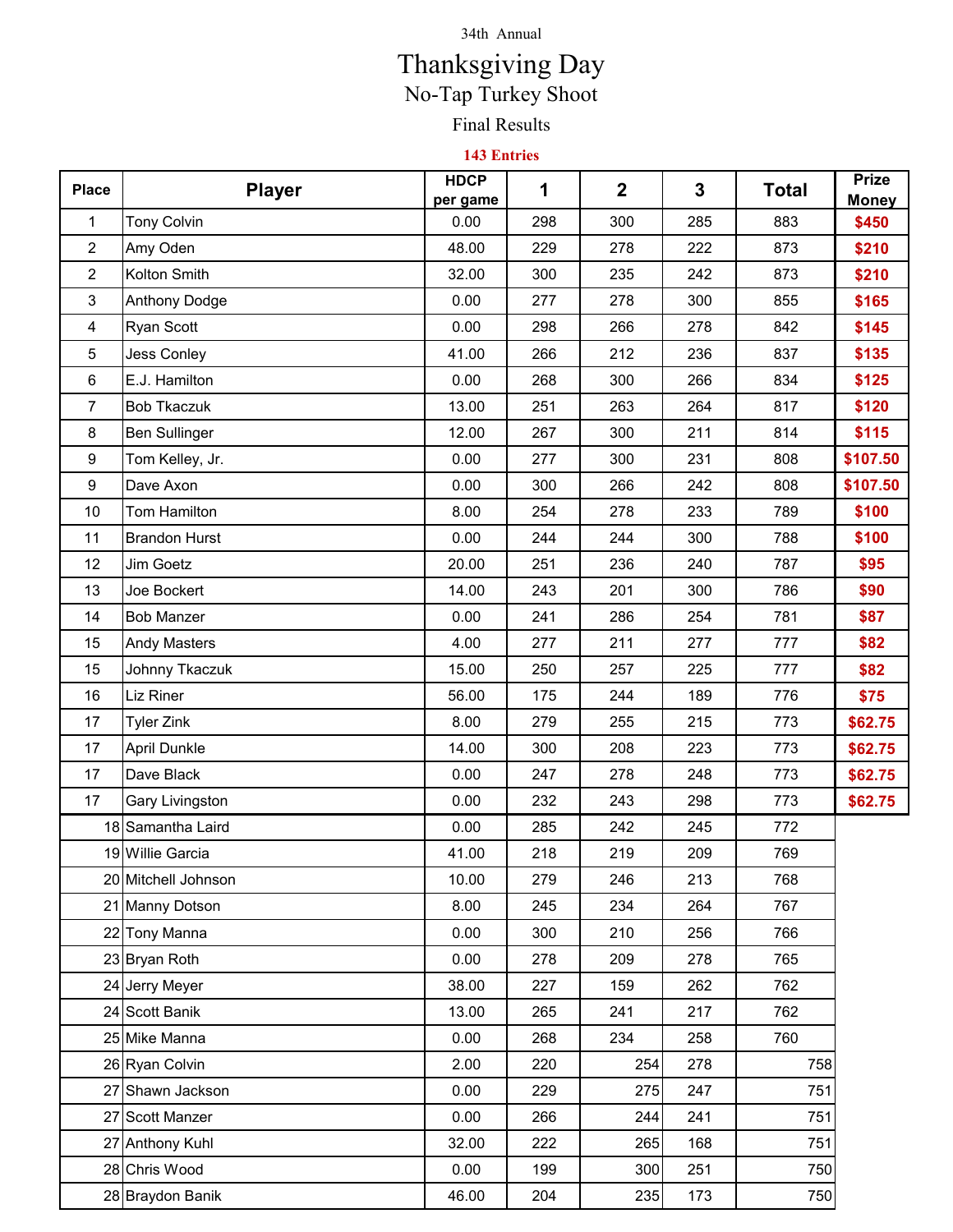34th Annual

# Thanksgiving Day

## No-Tap Turkey Shoot

Final Results

**143 Entries**

| Place | Player | HDCP per game | 1 | 2 | 3 | Total | Prize Money |
|---|---|---|---|---|---|---|---|
| 1 | Tony Colvin | 0.00 | 298 | 300 | 285 | 883 | $450 |
| 2 | Amy Oden | 48.00 | 229 | 278 | 222 | 873 | $210 |
| 2 | Kolton Smith | 32.00 | 300 | 235 | 242 | 873 | $210 |
| 3 | Anthony Dodge | 0.00 | 277 | 278 | 300 | 855 | $165 |
| 4 | Ryan Scott | 0.00 | 298 | 266 | 278 | 842 | $145 |
| 5 | Jess Conley | 41.00 | 266 | 212 | 236 | 837 | $135 |
| 6 | E.J. Hamilton | 0.00 | 268 | 300 | 266 | 834 | $125 |
| 7 | Bob Tkaczuk | 13.00 | 251 | 263 | 264 | 817 | $120 |
| 8 | Ben Sullinger | 12.00 | 267 | 300 | 211 | 814 | $115 |
| 9 | Tom Kelley, Jr. | 0.00 | 277 | 300 | 231 | 808 | $107.50 |
| 9 | Dave Axon | 0.00 | 300 | 266 | 242 | 808 | $107.50 |
| 10 | Tom Hamilton | 8.00 | 254 | 278 | 233 | 789 | $100 |
| 11 | Brandon Hurst | 0.00 | 244 | 244 | 300 | 788 | $100 |
| 12 | Jim Goetz | 20.00 | 251 | 236 | 240 | 787 | $95 |
| 13 | Joe Bockert | 14.00 | 243 | 201 | 300 | 786 | $90 |
| 14 | Bob Manzer | 0.00 | 241 | 286 | 254 | 781 | $87 |
| 15 | Andy Masters | 4.00 | 277 | 211 | 277 | 777 | $82 |
| 15 | Johnny Tkaczuk | 15.00 | 250 | 257 | 225 | 777 | $82 |
| 16 | Liz Riner | 56.00 | 175 | 244 | 189 | 776 | $75 |
| 17 | Tyler Zink | 8.00 | 279 | 255 | 215 | 773 | $62.75 |
| 17 | April Dunkle | 14.00 | 300 | 208 | 223 | 773 | $62.75 |
| 17 | Dave Black | 0.00 | 247 | 278 | 248 | 773 | $62.75 |
| 17 | Gary Livingston | 0.00 | 232 | 243 | 298 | 773 | $62.75 |
| 18 | Samantha Laird | 0.00 | 285 | 242 | 245 | 772 | |
| 19 | Willie Garcia | 41.00 | 218 | 219 | 209 | 769 | |
| 20 | Mitchell Johnson | 10.00 | 279 | 246 | 213 | 768 | |
| 21 | Manny Dotson | 8.00 | 245 | 234 | 264 | 767 | |
| 22 | Tony Manna | 0.00 | 300 | 210 | 256 | 766 | |
| 23 | Bryan Roth | 0.00 | 278 | 209 | 278 | 765 | |
| 24 | Jerry Meyer | 38.00 | 227 | 159 | 262 | 762 | |
| 24 | Scott Banik | 13.00 | 265 | 241 | 217 | 762 | |
| 25 | Mike Manna | 0.00 | 268 | 234 | 258 | 760 | |
| 26 | Ryan Colvin | 2.00 | 220 | 254 | 278 | 758 | |
| 27 | Shawn Jackson | 0.00 | 229 | 275 | 247 | 751 | |
| 27 | Scott Manzer | 0.00 | 266 | 244 | 241 | 751 | |
| 27 | Anthony Kuhl | 32.00 | 222 | 265 | 168 | 751 | |
| 28 | Chris Wood | 0.00 | 199 | 300 | 251 | 750 | |
| 28 | Braydon Banik | 46.00 | 204 | 235 | 173 | 750 | |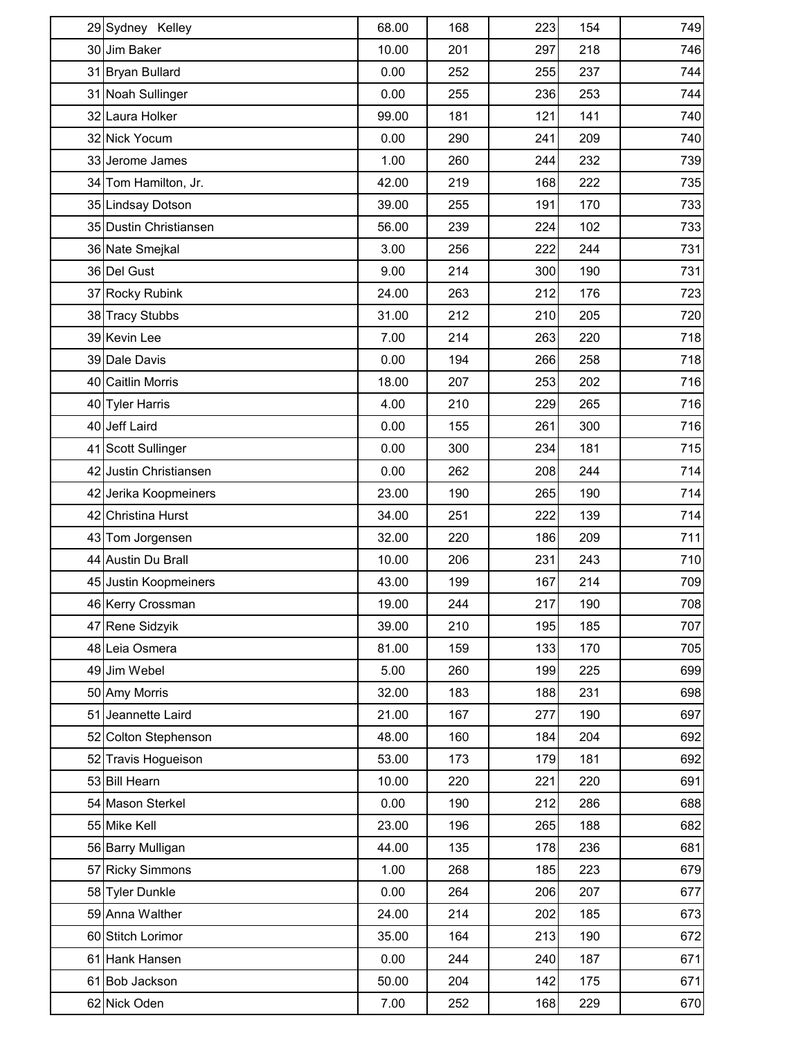| | | | | | | |
|---|---|---|---|---|---|---|
| 29 | Sydney Kelley | 68.00 | 168 | 223 | 154 | 749 |
| 30 | Jim Baker | 10.00 | 201 | 297 | 218 | 746 |
| 31 | Bryan Bullard | 0.00 | 252 | 255 | 237 | 744 |
| 31 | Noah Sullinger | 0.00 | 255 | 236 | 253 | 744 |
| 32 | Laura Holker | 99.00 | 181 | 121 | 141 | 740 |
| 32 | Nick Yocum | 0.00 | 290 | 241 | 209 | 740 |
| 33 | Jerome James | 1.00 | 260 | 244 | 232 | 739 |
| 34 | Tom Hamilton, Jr. | 42.00 | 219 | 168 | 222 | 735 |
| 35 | Lindsay Dotson | 39.00 | 255 | 191 | 170 | 733 |
| 35 | Dustin Christiansen | 56.00 | 239 | 224 | 102 | 733 |
| 36 | Nate Smejkal | 3.00 | 256 | 222 | 244 | 731 |
| 36 | Del Gust | 9.00 | 214 | 300 | 190 | 731 |
| 37 | Rocky Rubink | 24.00 | 263 | 212 | 176 | 723 |
| 38 | Tracy Stubbs | 31.00 | 212 | 210 | 205 | 720 |
| 39 | Kevin Lee | 7.00 | 214 | 263 | 220 | 718 |
| 39 | Dale Davis | 0.00 | 194 | 266 | 258 | 718 |
| 40 | Caitlin Morris | 18.00 | 207 | 253 | 202 | 716 |
| 40 | Tyler Harris | 4.00 | 210 | 229 | 265 | 716 |
| 40 | Jeff Laird | 0.00 | 155 | 261 | 300 | 716 |
| 41 | Scott Sullinger | 0.00 | 300 | 234 | 181 | 715 |
| 42 | Justin Christiansen | 0.00 | 262 | 208 | 244 | 714 |
| 42 | Jerika Koopmeiners | 23.00 | 190 | 265 | 190 | 714 |
| 42 | Christina Hurst | 34.00 | 251 | 222 | 139 | 714 |
| 43 | Tom Jorgensen | 32.00 | 220 | 186 | 209 | 711 |
| 44 | Austin Du Brall | 10.00 | 206 | 231 | 243 | 710 |
| 45 | Justin Koopmeiners | 43.00 | 199 | 167 | 214 | 709 |
| 46 | Kerry Crossman | 19.00 | 244 | 217 | 190 | 708 |
| 47 | Rene Sidzyik | 39.00 | 210 | 195 | 185 | 707 |
| 48 | Leia Osmera | 81.00 | 159 | 133 | 170 | 705 |
| 49 | Jim Webel | 5.00 | 260 | 199 | 225 | 699 |
| 50 | Amy Morris | 32.00 | 183 | 188 | 231 | 698 |
| 51 | Jeannette Laird | 21.00 | 167 | 277 | 190 | 697 |
| 52 | Colton Stephenson | 48.00 | 160 | 184 | 204 | 692 |
| 52 | Travis Hogueison | 53.00 | 173 | 179 | 181 | 692 |
| 53 | Bill Hearn | 10.00 | 220 | 221 | 220 | 691 |
| 54 | Mason Sterkel | 0.00 | 190 | 212 | 286 | 688 |
| 55 | Mike Kell | 23.00 | 196 | 265 | 188 | 682 |
| 56 | Barry Mulligan | 44.00 | 135 | 178 | 236 | 681 |
| 57 | Ricky Simmons | 1.00 | 268 | 185 | 223 | 679 |
| 58 | Tyler Dunkle | 0.00 | 264 | 206 | 207 | 677 |
| 59 | Anna Walther | 24.00 | 214 | 202 | 185 | 673 |
| 60 | Stitch Lorimor | 35.00 | 164 | 213 | 190 | 672 |
| 61 | Hank Hansen | 0.00 | 244 | 240 | 187 | 671 |
| 61 | Bob Jackson | 50.00 | 204 | 142 | 175 | 671 |
| 62 | Nick Oden | 7.00 | 252 | 168 | 229 | 670 |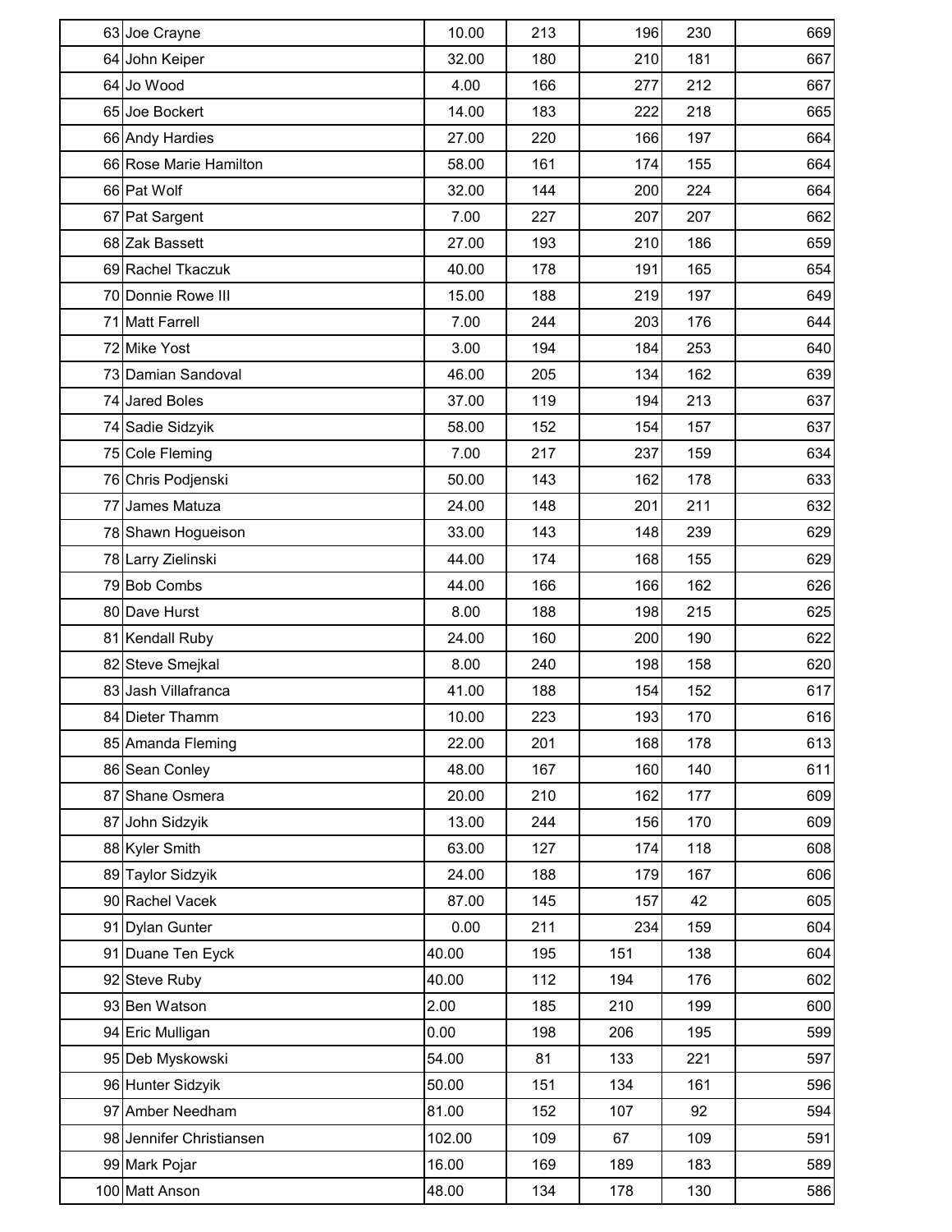| | | | | | | |
|---|---|---|---|---|---|---|
| 63 | Joe Crayne | 10.00 | 213 | 196 | 230 | 669 |
| 64 | John Keiper | 32.00 | 180 | 210 | 181 | 667 |
| 64 | Jo Wood | 4.00 | 166 | 277 | 212 | 667 |
| 65 | Joe Bockert | 14.00 | 183 | 222 | 218 | 665 |
| 66 | Andy Hardies | 27.00 | 220 | 166 | 197 | 664 |
| 66 | Rose Marie Hamilton | 58.00 | 161 | 174 | 155 | 664 |
| 66 | Pat Wolf | 32.00 | 144 | 200 | 224 | 664 |
| 67 | Pat Sargent | 7.00 | 227 | 207 | 207 | 662 |
| 68 | Zak Bassett | 27.00 | 193 | 210 | 186 | 659 |
| 69 | Rachel Tkaczuk | 40.00 | 178 | 191 | 165 | 654 |
| 70 | Donnie Rowe III | 15.00 | 188 | 219 | 197 | 649 |
| 71 | Matt Farrell | 7.00 | 244 | 203 | 176 | 644 |
| 72 | Mike Yost | 3.00 | 194 | 184 | 253 | 640 |
| 73 | Damian Sandoval | 46.00 | 205 | 134 | 162 | 639 |
| 74 | Jared Boles | 37.00 | 119 | 194 | 213 | 637 |
| 74 | Sadie Sidzyik | 58.00 | 152 | 154 | 157 | 637 |
| 75 | Cole Fleming | 7.00 | 217 | 237 | 159 | 634 |
| 76 | Chris Podjenski | 50.00 | 143 | 162 | 178 | 633 |
| 77 | James Matuza | 24.00 | 148 | 201 | 211 | 632 |
| 78 | Shawn Hogueison | 33.00 | 143 | 148 | 239 | 629 |
| 78 | Larry Zielinski | 44.00 | 174 | 168 | 155 | 629 |
| 79 | Bob Combs | 44.00 | 166 | 166 | 162 | 626 |
| 80 | Dave Hurst | 8.00 | 188 | 198 | 215 | 625 |
| 81 | Kendall Ruby | 24.00 | 160 | 200 | 190 | 622 |
| 82 | Steve Smejkal | 8.00 | 240 | 198 | 158 | 620 |
| 83 | Jash Villafranca | 41.00 | 188 | 154 | 152 | 617 |
| 84 | Dieter Thamm | 10.00 | 223 | 193 | 170 | 616 |
| 85 | Amanda Fleming | 22.00 | 201 | 168 | 178 | 613 |
| 86 | Sean Conley | 48.00 | 167 | 160 | 140 | 611 |
| 87 | Shane Osmera | 20.00 | 210 | 162 | 177 | 609 |
| 87 | John Sidzyik | 13.00 | 244 | 156 | 170 | 609 |
| 88 | Kyler Smith | 63.00 | 127 | 174 | 118 | 608 |
| 89 | Taylor Sidzyik | 24.00 | 188 | 179 | 167 | 606 |
| 90 | Rachel Vacek | 87.00 | 145 | 157 | 42 | 605 |
| 91 | Dylan Gunter | 0.00 | 211 | 234 | 159 | 604 |
| 91 | Duane Ten Eyck | 40.00 | 195 | 151 | 138 | 604 |
| 92 | Steve Ruby | 40.00 | 112 | 194 | 176 | 602 |
| 93 | Ben Watson | 2.00 | 185 | 210 | 199 | 600 |
| 94 | Eric Mulligan | 0.00 | 198 | 206 | 195 | 599 |
| 95 | Deb Myskowski | 54.00 | 81 | 133 | 221 | 597 |
| 96 | Hunter Sidzyik | 50.00 | 151 | 134 | 161 | 596 |
| 97 | Amber Needham | 81.00 | 152 | 107 | 92 | 594 |
| 98 | Jennifer Christiansen | 102.00 | 109 | 67 | 109 | 591 |
| 99 | Mark Pojar | 16.00 | 169 | 189 | 183 | 589 |
| 100 | Matt Anson | 48.00 | 134 | 178 | 130 | 586 |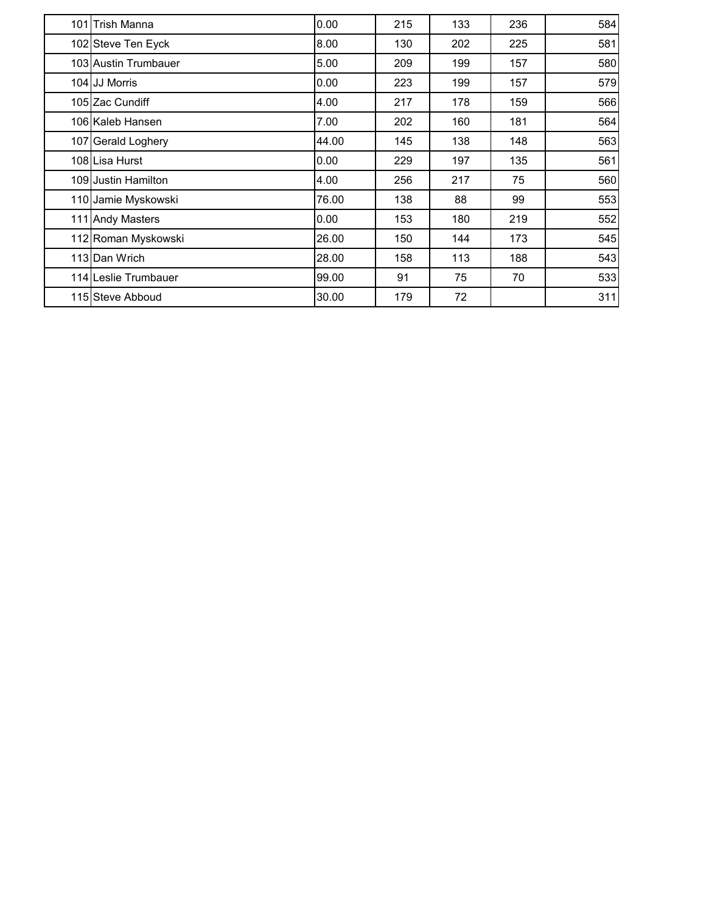| | | | | | | |
|---|---|---|---|---|---|---|
| 101 | Trish Manna | 0.00 | 215 | 133 | 236 | 584 |
| 102 | Steve Ten Eyck | 8.00 | 130 | 202 | 225 | 581 |
| 103 | Austin Trumbauer | 5.00 | 209 | 199 | 157 | 580 |
| 104 | JJ Morris | 0.00 | 223 | 199 | 157 | 579 |
| 105 | Zac Cundiff | 4.00 | 217 | 178 | 159 | 566 |
| 106 | Kaleb Hansen | 7.00 | 202 | 160 | 181 | 564 |
| 107 | Gerald Loghery | 44.00 | 145 | 138 | 148 | 563 |
| 108 | Lisa Hurst | 0.00 | 229 | 197 | 135 | 561 |
| 109 | Justin Hamilton | 4.00 | 256 | 217 | 75 | 560 |
| 110 | Jamie Myskowski | 76.00 | 138 | 88 | 99 | 553 |
| 111 | Andy Masters | 0.00 | 153 | 180 | 219 | 552 |
| 112 | Roman Myskowski | 26.00 | 150 | 144 | 173 | 545 |
| 113 | Dan Wrich | 28.00 | 158 | 113 | 188 | 543 |
| 114 | Leslie Trumbauer | 99.00 | 91 | 75 | 70 | 533 |
| 115 | Steve Abboud | 30.00 | 179 | 72 | | 311 |